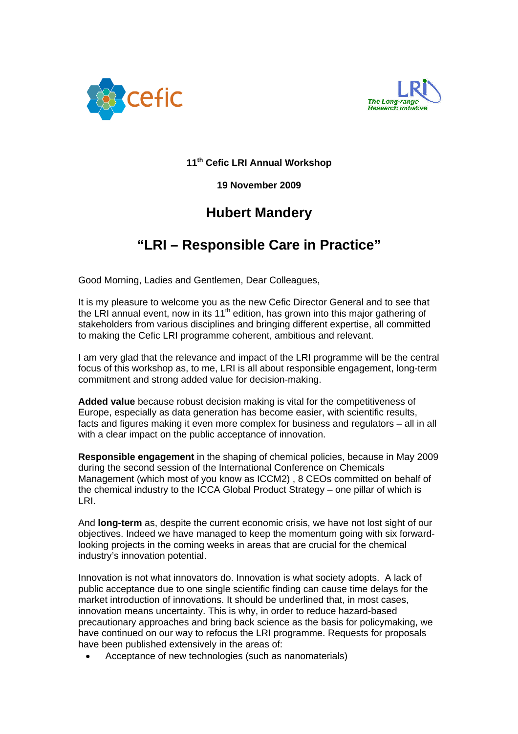**11th Cefic LRI Annual Workshop**

**19 November 2009**

## Hubert Mandery

# "LRI – Responsible Care in Practice"

Good Morning, Ladies and Gentlemen, Dear Colleagues,

It is my pleasure to welcome you as the new Cefic Director General and to see that the LRI annual event, now in its 11th edition, has grown into this major gathering of stakeholders from various disciplines and bringing different expertise, all committed to making the Cefic LRI programme coherent, ambitious and relevant.

I am very glad that the relevance and impact of the LRI programme will be the central focus of this workshop as, to me, LRI is all about responsible engagement, long-term commitment and strong added value for decision-making.

**Added value** because robust decision making is vital for the competitiveness of Europe, especially as data generation has become easier, with scientific results, facts and figures making it even more complex for business and regulators – all in all with a clear impact on the public acceptance of innovation.

**Responsible engagement** in the shaping of chemical policies, because in May 2009 during the second session of the International Conference on Chemicals Management (which most of you know as ICCM2) , 8 CEOs committed on behalf of the chemical industry to the ICCA Global Product Strategy – one pillar of which is LRI.

And **long-term** as, despite the current economic crisis, we have not lost sight of our objectives. Indeed we have managed to keep the momentum going with six forward-looking projects in the coming weeks in areas that are crucial for the chemical industry's innovation potential.

Innovation is not what innovators do. Innovation is what society adopts. A lack of public acceptance due to one single scientific finding can cause time delays for the market introduction of innovations. It should be underlined that, in most cases, innovation means uncertainty. This is why, in order to reduce hazard-based precautionary approaches and bring back science as the basis for policymaking, we have continued on our way to refocus the LRI programme. Requests for proposals have been published extensively in the areas of:

- Acceptance of new technologies (such as nanomaterials)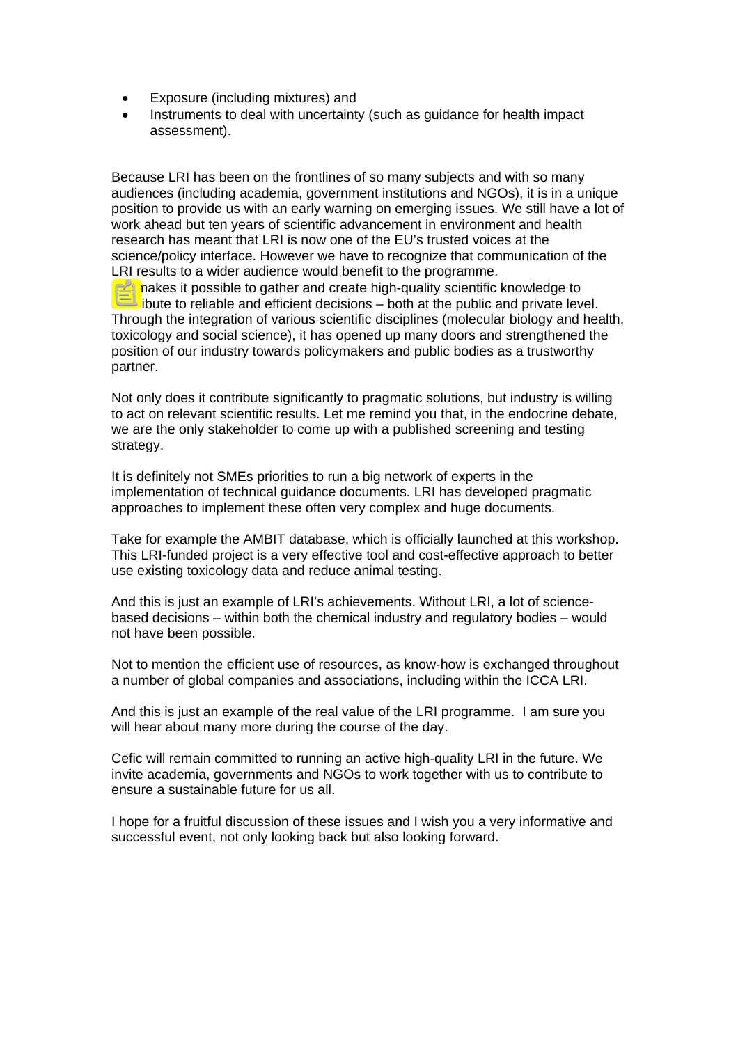- Exposure (including mixtures) and
- Instruments to deal with uncertainty (such as guidance for health impact assessment).

Because LRI has been on the frontlines of so many subjects and with so many audiences (including academia, government institutions and NGOs), it is in a unique position to provide us with an early warning on emerging issues. We still have a lot of work ahead but ten years of scientific advancement in environment and health research has meant that LRI is now one of the EU's trusted voices at the science/policy interface. However we have to recognize that communication of the LRI results to a wider audience would benefit to the programme.
It makes it possible to gather and create high-quality scientific knowledge to contribute to reliable and efficient decisions – both at the public and private level. Through the integration of various scientific disciplines (molecular biology and health, toxicology and social science), it has opened up many doors and strengthened the position of our industry towards policymakers and public bodies as a trustworthy partner.

Not only does it contribute significantly to pragmatic solutions, but industry is willing to act on relevant scientific results. Let me remind you that, in the endocrine debate, we are the only stakeholder to come up with a published screening and testing strategy.

It is definitely not SMEs priorities to run a big network of experts in the implementation of technical guidance documents. LRI has developed pragmatic approaches to implement these often very complex and huge documents.

Take for example the AMBIT database, which is officially launched at this workshop. This LRI-funded project is a very effective tool and cost-effective approach to better use existing toxicology data and reduce animal testing.

And this is just an example of LRI's achievements. Without LRI, a lot of science-based decisions – within both the chemical industry and regulatory bodies – would not have been possible.

Not to mention the efficient use of resources, as know-how is exchanged throughout a number of global companies and associations, including within the ICCA LRI.

And this is just an example of the real value of the LRI programme. I am sure you will hear about many more during the course of the day.

Cefic will remain committed to running an active high-quality LRI in the future. We invite academia, governments and NGOs to work together with us to contribute to ensure a sustainable future for us all.

I hope for a fruitful discussion of these issues and I wish you a very informative and successful event, not only looking back but also looking forward.